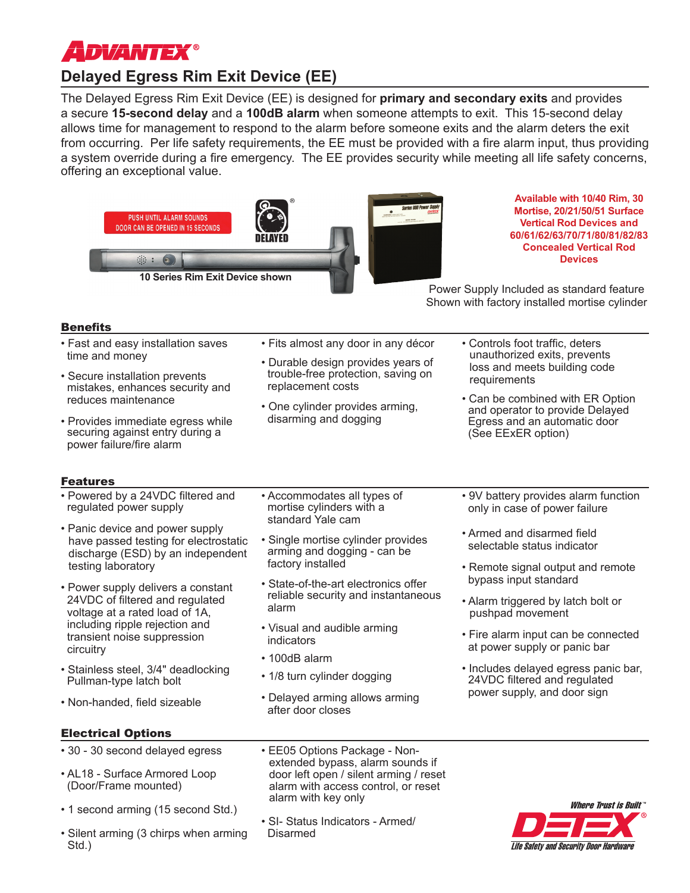# ADVANTEX®

## Delayed Egress Rim Exit Device (EE)

The Delayed Egress Rim Exit Device (EE) is designed for **primary and secondary exits** and provides a secure **15-second delay** and a **100dB alarm** when someone attempts to exit. This 15-second delay allows time for management to respond to the alarm before someone exits and the alarm deters the exit from occurring. Per life safety requirements, the EE must be provided with a fire alarm input, thus providing a system override during a fire emergency. The EE provides security while meeting all life safety concerns, offering an exceptional value.

PUSH UNTIL ALARM SOUNDS DOOR CAN BE OPENED IN 15 SECONDS

DELAYED

10 Series Rim Exit Device shown

**Available with 10/40 Rim, 30 Mortise, 20/21/50/51 Surface Vertical Rod Devices and 60/61/62/63/70/71/80/81/82/83 Concealed Vertical Rod Devices**

Power Supply Included as standard feature
Shown with factory installed mortise cylinder

### Benefits

- Fast and easy installation saves time and money
- Secure installation prevents mistakes, enhances security and reduces maintenance
- Provides immediate egress while securing against entry during a power failure/fire alarm
- Fits almost any door in any décor
- Durable design provides years of trouble-free protection, saving on replacement costs
- One cylinder provides arming, disarming and dogging
- Controls foot traffic, deters unauthorized exits, prevents loss and meets building code requirements
- Can be combined with ER Option and operator to provide Delayed Egress and an automatic door (See EExER option)

### Features

- Powered by a 24VDC filtered and regulated power supply
- Panic device and power supply have passed testing for electrostatic discharge (ESD) by an independent testing laboratory
- Power supply delivers a constant 24VDC of filtered and regulated voltage at a rated load of 1A, including ripple rejection and transient noise suppression circuitry
- Stainless steel, 3/4" deadlocking Pullman-type latch bolt
- Non-handed, field sizeable
- Accommodates all types of mortise cylinders with a standard Yale cam
- Single mortise cylinder provides arming and dogging - can be factory installed
- State-of-the-art electronics offer reliable security and instantaneous alarm
- Visual and audible arming indicators
- 100dB alarm
- 1/8 turn cylinder dogging
- Delayed arming allows arming after door closes
- 9V battery provides alarm function only in case of power failure
- Armed and disarmed field selectable status indicator
- Remote signal output and remote bypass input standard
- Alarm triggered by latch bolt or pushpad movement
- Fire alarm input can be connected at power supply or panic bar
- Includes delayed egress panic bar, 24VDC filtered and regulated power supply, and door sign

### Electrical Options

- 30 - 30 second delayed egress
- AL18 - Surface Armored Loop (Door/Frame mounted)
- 1 second arming (15 second Std.)
- Silent arming (3 chirps when arming Std.)
- EE05 Options Package - Non-extended bypass, alarm sounds if door left open / silent arming / reset alarm with access control, or reset alarm with key only
- SI- Status Indicators - Armed/ Disarmed

*Where Trust is Built™*
**DETEX®**
*Life Safety and Security Door Hardware*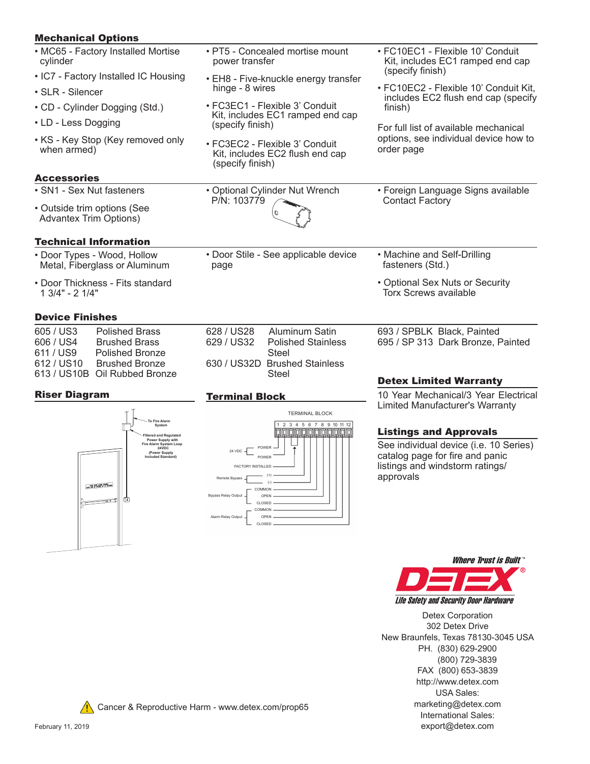## Mechanical Options

- MC65 - Factory Installed Mortise cylinder
- IC7 - Factory Installed IC Housing
- SLR - Silencer
- CD - Cylinder Dogging (Std.)
- LD - Less Dogging
- KS - Key Stop (Key removed only when armed)
- PT5 - Concealed mortise mount power transfer
- EH8 - Five-knuckle energy transfer hinge - 8 wires
- FC3EC1 - Flexible 3' Conduit Kit, includes EC1 ramped end cap (specify finish)
- FC3EC2 - Flexible 3' Conduit Kit, includes EC2 flush end cap (specify finish)
- FC10EC1 - Flexible 10' Conduit Kit, includes EC1 ramped end cap (specify finish)
- FC10EC2 - Flexible 10' Conduit Kit, includes EC2 flush end cap (specify finish)

For full list of available mechanical options, see individual device how to order page

## Accessories

- SN1 - Sex Nut fasteners
- Outside trim options (See Advantex Trim Options)
- Optional Cylinder Nut Wrench P/N: 103779
- Foreign Language Signs available Contact Factory

## Technical Information

- Door Types - Wood, Hollow Metal, Fiberglass or Aluminum
- Door Thickness - Fits standard 1 3/4" - 2 1/4"
- Door Stile - See applicable device page
- Machine and Self-Drilling fasteners (Std.)
- Optional Sex Nuts or Security Torx Screws available

## Device Finishes

| | |
|---|---|
| 605 / US3 | Polished Brass |
| 606 / US4 | Brushed Brass |
| 611 / US9 | Polished Bronze |
| 612 / US10 | Brushed Bronze |
| 613 / US10B | Oil Rubbed Bronze |
| 628 / US28 | Aluminum Satin |
| 629 / US32 | Polished Stainless Steel |
| 630 / US32D | Brushed Stainless Steel |
| 693 / SPBLK | Black, Painted |
| 695 / SP 313 | Dark Bronze, Painted |

## Riser Diagram

To Fire Alarm System

Filtered and Regulated Power Supply with Fire Alarm System Loop 24VDC (Power Supply Included Standard)

## Terminal Block

TERMINAL BLOCK

1 2 3 4 5 6 7 8 9 10 11 12

24 VDC: POWER, POWER

FACTORY INSTALLED

Remote Bypass: (+), (-)

Bypass Relay Output: COMMON, OPEN, CLOSED

Alarm Relay Output: COMMON, OPEN, CLOSED

## Detex Limited Warranty

10 Year Mechanical/3 Year Electrical Limited Manufacturer's Warranty

## Listings and Approvals

See individual device (i.e. 10 Series) catalog page for fire and panic listings and windstorm ratings/ approvals

Where Trust is Built™

DETEX®

Life Safety and Security Door Hardware

Detex Corporation
302 Detex Drive
New Braunfels, Texas 78130-3045 USA
PH. (830) 629-2900
(800) 729-3839
FAX (800) 653-3839
http://www.detex.com
USA Sales:
marketing@detex.com
International Sales:
export@detex.com

Cancer & Reproductive Harm - www.detex.com/prop65

February 11, 2019